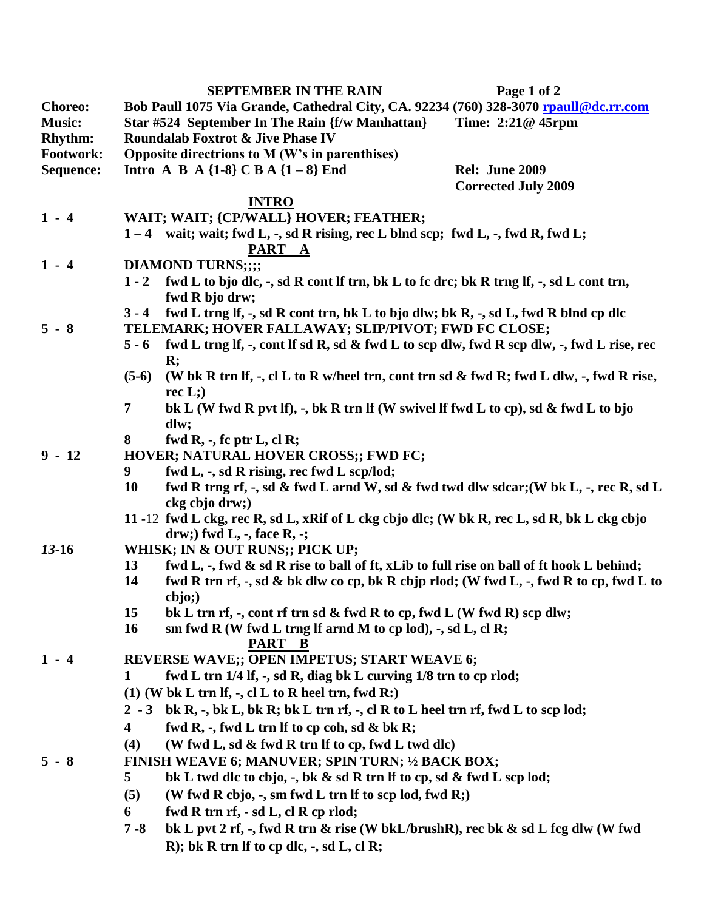# SEPTEMBER IN THE RAIN

**Choreo:** Bob Paull 1075 Via Grande, Cathedral City, CA. 92234 (760) 328-3070 rpaull@dc.rr.com
**Music:** Star #524 September In The Rain {f/w Manhattan} Time: 2:21@ 45rpm
**Rhythm:** Roundalab Foxtrot & Jive Phase IV
**Footwork:** Opposite directrions to M (W's in parenthises)
**Sequence:** Intro A B A {1-8} C B A {1 – 8} End
**Rel:** June 2009
**Corrected July 2009**

## INTRO

**1 - 4** **WAIT; WAIT; {CP/WALL} HOVER; FEATHER;**

- **1 – 4** wait; wait; fwd L, -, sd R rising, rec L blnd scp; fwd L, -, fwd R, fwd L;

## PART A

**1 - 4** **DIAMOND TURNS;;;;**

- **1 - 2** fwd L to bjo dlc, -, sd R cont lf trn, bk L to fc drc; bk R trng lf, -, sd L cont trn, fwd R bjo drw;
- **3 - 4** fwd L trng lf, -, sd R cont trn, bk L to bjo dlw; bk R, -, sd L, fwd R blnd cp dlc

**5 - 8** **TELEMARK; HOVER FALLAWAY; SLIP/PIVOT; FWD FC CLOSE;**

- **5 - 6** fwd L trng lf, -, cont lf sd R, sd & fwd L to scp dlw, fwd R scp dlw, -, fwd L rise, rec R;
- **(5-6)** (W bk R trn lf, -, cl L to R w/heel trn, cont trn sd & fwd R; fwd L dlw, -, fwd R rise, rec L;)
- **7** bk L (W fwd R pvt lf), -, bk R trn lf (W swivel lf fwd L to cp), sd & fwd L to bjo dlw;
- **8** fwd R, -, fc ptr L, cl R;

**9 - 12** **HOVER; NATURAL HOVER CROSS;; FWD FC;**

- **9** fwd L, -, sd R rising, rec fwd L scp/lod;
- **10** fwd R trng rf, -, sd & fwd L arnd W, sd & fwd twd dlw sdcar;(W bk L, -, rec R, sd L ckg cbjo drw;)
- **11 -12** fwd L ckg, rec R, sd L, xRif of L ckg cbjo dlc; (W bk R, rec L, sd R, bk L ckg cbjo drw;) fwd L, -, face R, -;

***13*-16** **WHISK; IN & OUT RUNS;; PICK UP;**

- **13** fwd L, -, fwd & sd R rise to ball of ft, xLib to full rise on ball of ft hook L behind;
- **14** fwd R trn rf, -, sd & bk dlw co cp, bk R cbjp rlod; (W fwd L, -, fwd R to cp, fwd L to cbjo;)
- **15** bk L trn rf, -, cont rf trn sd & fwd R to cp, fwd L (W fwd R) scp dlw;
- **16** sm fwd R (W fwd L trng lf arnd M to cp lod), -, sd L, cl R;

## PART B

**1 - 4** **REVERSE WAVE;; OPEN IMPETUS; START WEAVE 6;**

- **1** fwd L trn 1/4 lf, -, sd R, diag bk L curving 1/8 trn to cp rlod;
- **(1)** (W bk L trn lf, -, cl L to R heel trn, fwd R:)
- **2 - 3** bk R, -, bk L, bk R; bk L trn rf, -, cl R to L heel trn rf, fwd L to scp lod;
- **4** fwd R, -, fwd L trn lf to cp coh, sd & bk R;
- **(4)** (W fwd L, sd & fwd R trn lf to cp, fwd L twd dlc)

**5 - 8** **FINISH WEAVE 6; MANUVER; SPIN TURN; ½ BACK BOX;**

- **5** bk L twd dlc to cbjo, -, bk & sd R trn lf to cp, sd & fwd L scp lod;
- **(5)** (W fwd R cbjo, -, sm fwd L trn lf to scp lod, fwd R;)
- **6** fwd R trn rf, - sd L, cl R cp rlod;
- **7 -8** bk L pvt 2 rf, -, fwd R trn & rise (W bkL/brushR), rec bk & sd L fcg dlw (W fwd R); bk R trn lf to cp dlc, -, sd L, cl R;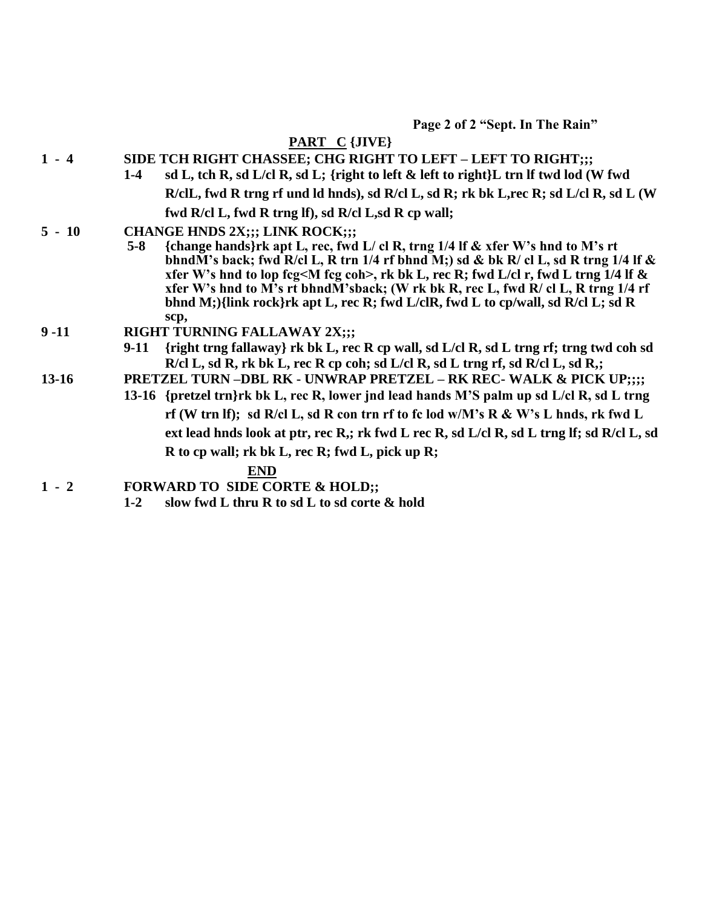## PART C {JIVE}

**1 - 4 SIDE TCH RIGHT CHASSEE; CHG RIGHT TO LEFT – LEFT TO RIGHT;;;**

**1-4** sd L, tch R, sd L/cl R, sd L; {right to left & left to right}L trn lf twd lod (W fwd R/clL, fwd R trng rf und ld hnds), sd R/cl L, sd R; rk bk L,rec R; sd L/cl R, sd L (W fwd R/cl L, fwd R trng lf), sd R/cl L,sd R cp wall;

**5 - 10 CHANGE HNDS 2X;;; LINK ROCK;;;**

**5-8** {change hands}rk apt L, rec, fwd L/ cl R, trng 1/4 lf & xfer W's hnd to M's rt bhndM's back; fwd R/cl L, R trn 1/4 rf bhnd M;) sd & bk R/ cl L, sd R trng 1/4 lf & xfer W's hnd to lop fcg<M fcg coh>, rk bk L, rec R; fwd L/cl r, fwd L trng 1/4 lf & xfer W's hnd to M's rt bhndM'sback; (W rk bk R, rec L, fwd R/ cl L, R trng 1/4 rf bhnd M;){link rock}rk apt L, rec R; fwd L/clR, fwd L to cp/wall, sd R/cl L; sd R scp,

**9 -11 RIGHT TURNING FALLAWAY 2X;;;**

**9-11** {right trng fallaway} rk bk L, rec R cp wall, sd L/cl R, sd L trng rf; trng twd coh sd R/cl L, sd R, rk bk L, rec R cp coh; sd L/cl R, sd L trng rf, sd R/cl L, sd R,;

**13-16 PRETZEL TURN –DBL RK - UNWRAP PRETZEL – RK REC- WALK & PICK UP;;;;**

**13-16** {pretzel trn}rk bk L, rec R, lower jnd lead hands M'S palm up sd L/cl R, sd L trng rf (W trn lf); sd R/cl L, sd R con trn rf to fc lod w/M's R & W's L hnds, rk fwd L ext lead hnds look at ptr, rec R,; rk fwd L rec R, sd L/cl R, sd L trng lf; sd R/cl L, sd R to cp wall; rk bk L, rec R; fwd L, pick up R;

## END

**1 - 2 FORWARD TO SIDE CORTE & HOLD;;**

**1-2** slow fwd L thru R to sd L to sd corte & hold